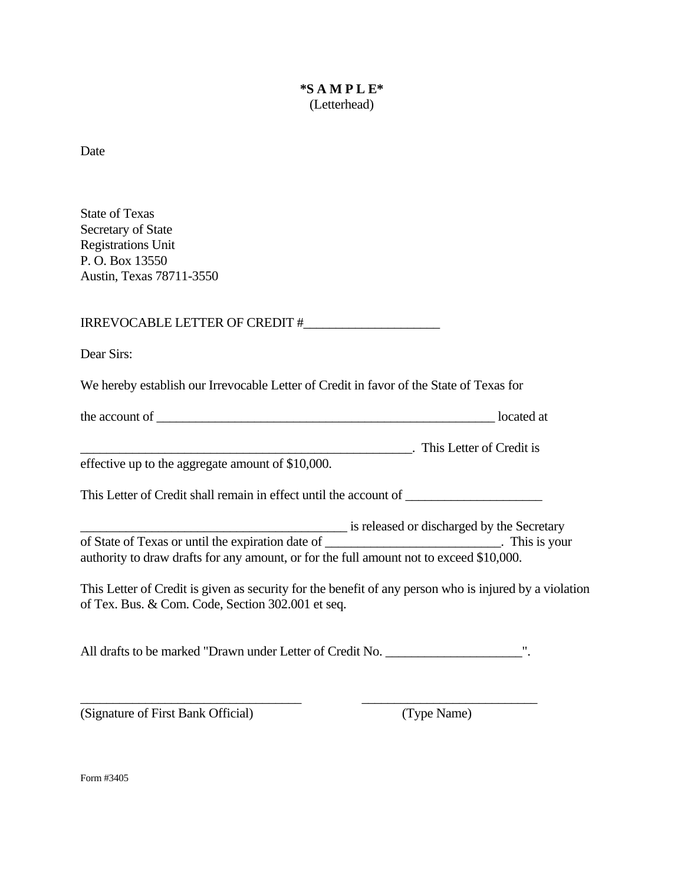**\*S A M P L E\***

(Letterhead)

Date

State of Texas
Secretary of State
Registrations Unit
P. O. Box 13550
Austin, Texas 78711-3550

IRREVOCABLE LETTER OF CREDIT #____________________

Dear Sirs:

We hereby establish our Irrevocable Letter of Credit in favor of the State of Texas for

the account of ______________________________________________ located at

_____________________________________________. This Letter of Credit is effective up to the aggregate amount of $10,000.

This Letter of Credit shall remain in effect until the account of ____________________

____________________________________ is released or discharged by the Secretary of State of Texas or until the expiration date of ______________________. This is your authority to draw drafts for any amount, or for the full amount not to exceed $10,000.

This Letter of Credit is given as security for the benefit of any person who is injured by a violation of Tex. Bus. & Com. Code, Section 302.001 et seq.

All drafts to be marked "Drawn under Letter of Credit No. ____________________".

______________________________ ________________________
(Signature of First Bank Official) (Type Name)

Form #3405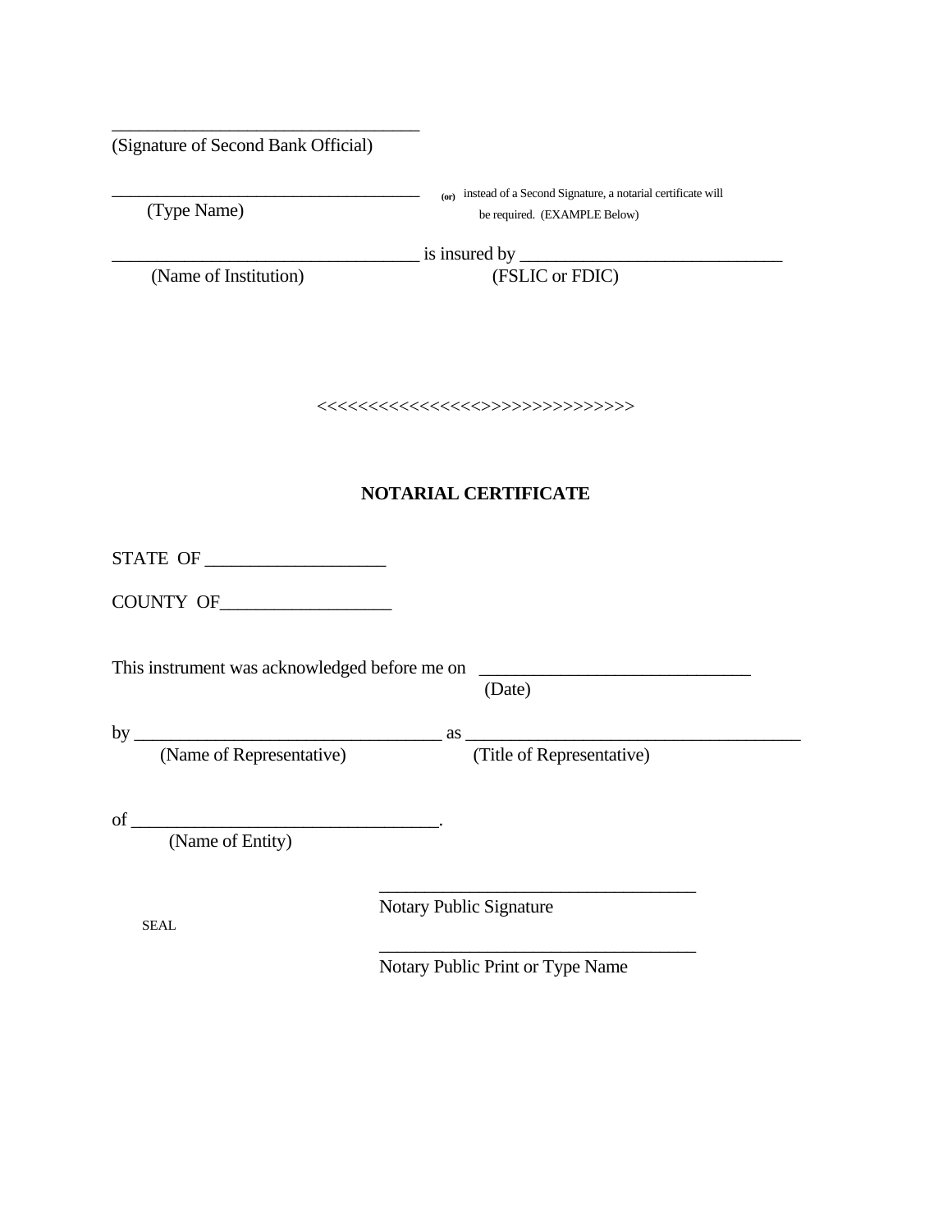\_\_\_\_\_\_\_\_\_\_\_\_\_\_\_\_\_\_\_\_\_\_\_\_\_\_\_\_\_\_\_\_\_\_
(Signature of Second Bank Official)

\_\_\_\_\_\_\_\_\_\_\_\_\_\_\_\_\_\_\_\_\_\_\_\_\_\_\_\_\_\_\_\_\_\_ **(or)** instead of a Second Signature, a notarial certificate will be required. (EXAMPLE Below)
(Type Name)

\_\_\_\_\_\_\_\_\_\_\_\_\_\_\_\_\_\_\_\_\_\_\_\_\_\_\_\_\_\_\_\_\_\_ is insured by \_\_\_\_\_\_\_\_\_\_\_\_\_\_\_\_\_\_\_\_\_\_\_\_\_\_\_\_\_\_
(Name of Institution) (FSLIC or FDIC)

<<<<<<<<<<<<<<<<>>>>>>>>>>>>>>>

## NOTARIAL CERTIFICATE

STATE OF \_\_\_\_\_\_\_\_\_\_\_\_\_\_\_\_\_\_\_\_

COUNTY OF\_\_\_\_\_\_\_\_\_\_\_\_\_\_\_\_\_\_\_

This instrument was acknowledged before me on \_\_\_\_\_\_\_\_\_\_\_\_\_\_\_\_\_\_\_\_\_\_\_\_\_\_\_\_\_\_
(Date)

by \_\_\_\_\_\_\_\_\_\_\_\_\_\_\_\_\_\_\_\_\_\_\_\_\_\_\_\_\_\_\_\_\_\_ as \_\_\_\_\_\_\_\_\_\_\_\_\_\_\_\_\_\_\_\_\_\_\_\_\_\_\_\_\_\_\_\_\_\_\_\_\_
(Name of Representative) (Title of Representative)

of \_\_\_\_\_\_\_\_\_\_\_\_\_\_\_\_\_\_\_\_\_\_\_\_\_\_\_\_\_\_\_\_\_\_.
(Name of Entity)

\_\_\_\_\_\_\_\_\_\_\_\_\_\_\_\_\_\_\_\_\_\_\_\_\_\_\_\_\_\_\_\_\_\_\_
Notary Public Signature

SEAL

\_\_\_\_\_\_\_\_\_\_\_\_\_\_\_\_\_\_\_\_\_\_\_\_\_\_\_\_\_\_\_\_\_\_\_
Notary Public Print or Type Name